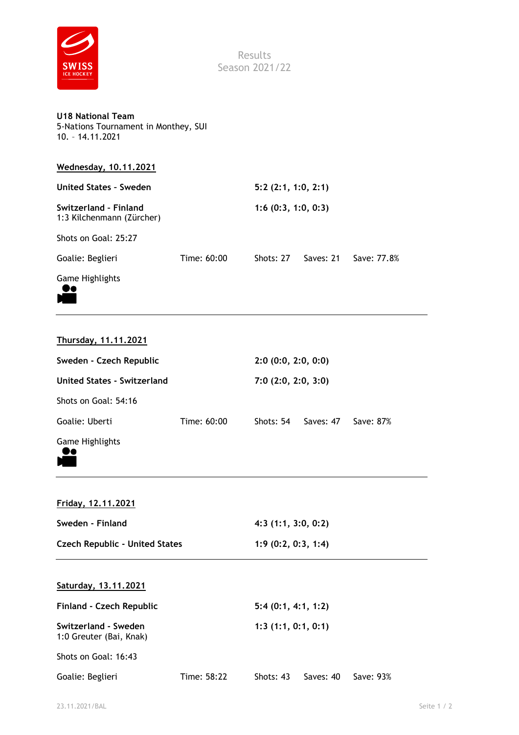Results
Season 2021/22

**U18 National Team**
5-Nations Tournament in Monthey, SUI
10. – 14.11.2021

## Wednesday, 10.11.2021

**United States - Sweden** **5:2 (2:1, 1:0, 2:1)**

**Switzerland - Finland** **1:6 (0:3, 1:0, 0:3)**
1:3 Kilchenmann (Zürcher)

Shots on Goal: 25:27

| Goalie: Beglieri | Time: 60:00 | Shots: 27 | Saves: 21 | Save: 77.8% |
|---|---|---|---|---|

Game Highlights

---

## Thursday, 11.11.2021

**Sweden - Czech Republic** **2:0 (0:0, 2:0, 0:0)**

**United States - Switzerland** **7:0 (2:0, 2:0, 3:0)**

Shots on Goal: 54:16

| Goalie: Uberti | Time: 60:00 | Shots: 54 | Saves: 47 | Save: 87% |
|---|---|---|---|---|

Game Highlights

---

## Friday, 12.11.2021

**Sweden - Finland** **4:3 (1:1, 3:0, 0:2)**

**Czech Republic - United States** **1:9 (0:2, 0:3, 1:4)**

---

## Saturday, 13.11.2021

**Finland - Czech Republic** **5:4 (0:1, 4:1, 1:2)**

**Switzerland - Sweden** **1:3 (1:1, 0:1, 0:1)**
1:0 Greuter (Bai, Knak)

Shots on Goal: 16:43

| Goalie: Beglieri | Time: 58:22 | Shots: 43 | Saves: 40 | Save: 93% |
|---|---|---|---|---|

23.11.2021/BAL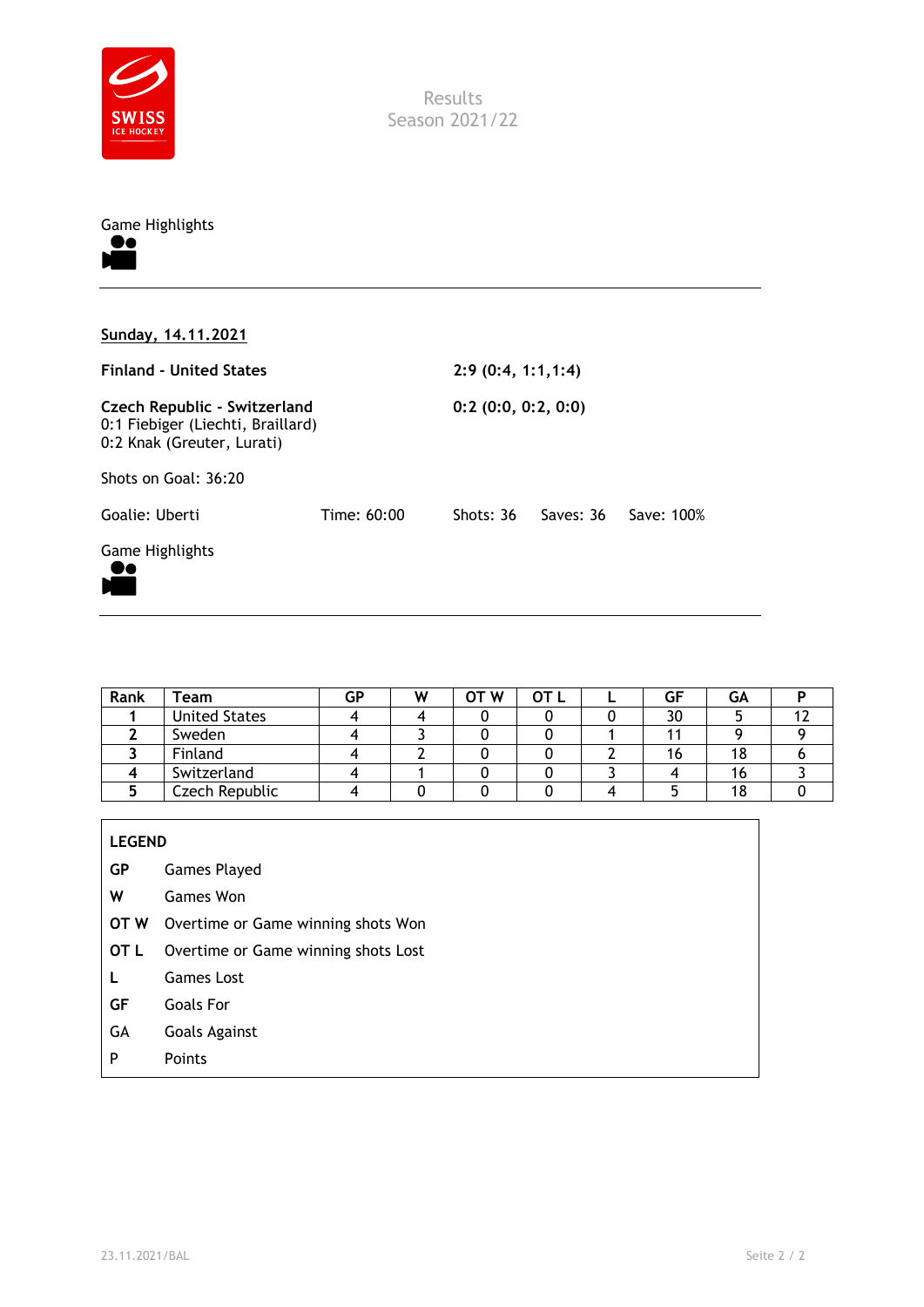Results
Season 2021/22

Game Highlights

**Sunday, 14.11.2021**

**Finland - United States** **2:9 (0:4, 1:1,1:4)**

**Czech Republic - Switzerland** **0:2 (0:0, 0:2, 0:0)**
0:1 Fiebiger (Liechti, Braillard)
0:2 Knak (Greuter, Lurati)

Shots on Goal: 36:20

Goalie: Uberti Time: 60:00 Shots: 36 Saves: 36 Save: 100%

Game Highlights

| Rank | Team | GP | W | OT W | OT L | L | GF | GA | P |
|---|---|---|---|---|---|---|---|---|---|
| 1 | United States | 4 | 4 | 0 | 0 | 0 | 30 | 5 | 12 |
| 2 | Sweden | 4 | 3 | 0 | 0 | 1 | 11 | 9 | 9 |
| 3 | Finland | 4 | 2 | 0 | 0 | 2 | 16 | 18 | 6 |
| 4 | Switzerland | 4 | 1 | 0 | 0 | 3 | 4 | 16 | 3 |
| 5 | Czech Republic | 4 | 0 | 0 | 0 | 4 | 5 | 18 | 0 |

**LEGEND**

**GP** Games Played
**W** Games Won
**OT W** Overtime or Game winning shots Won
**OT L** Overtime or Game winning shots Lost
**L** Games Lost
**GF** Goals For
GA Goals Against
P Points

23.11.2021/BAL